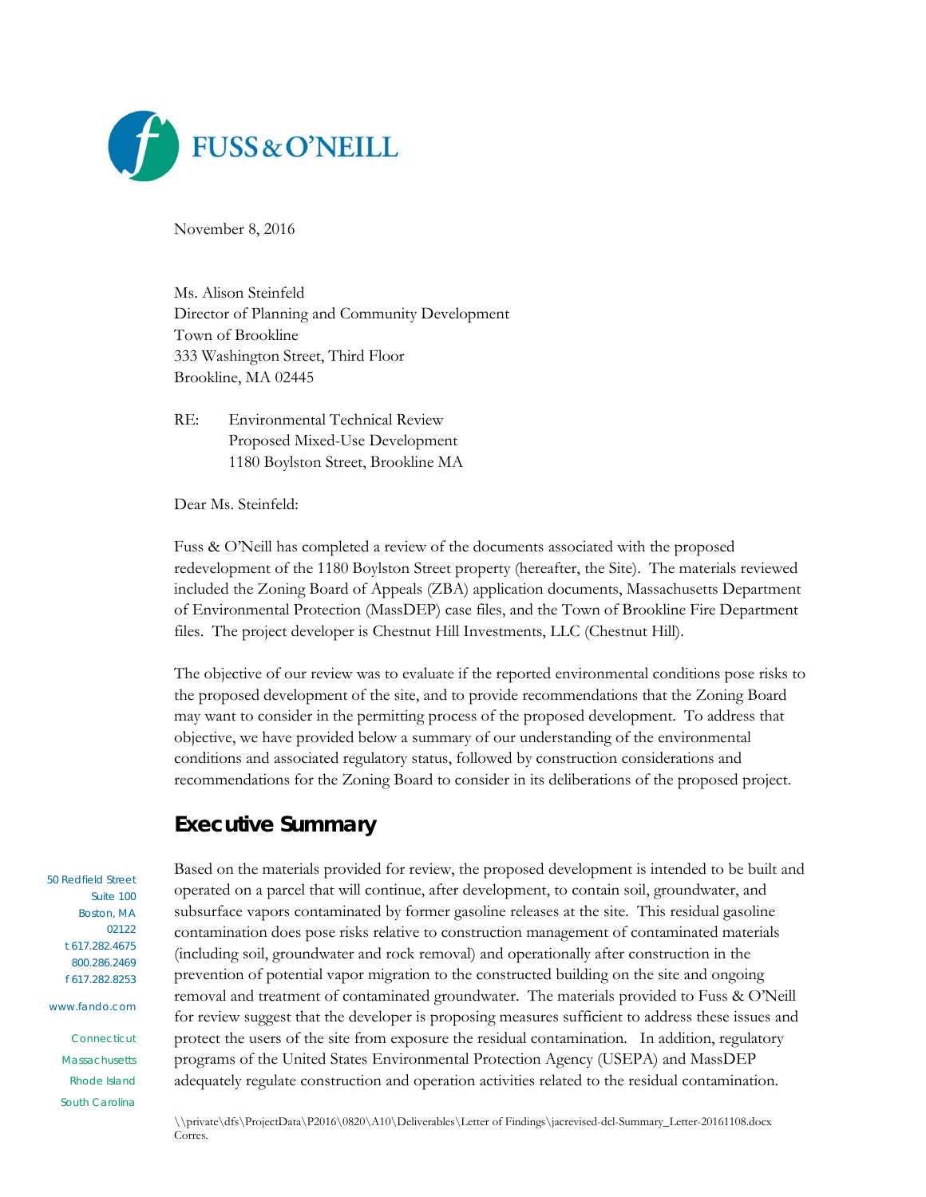FUSS & O'NEILL

November 8, 2016

Ms. Alison Steinfeld
Director of Planning and Community Development
Town of Brookline
333 Washington Street, Third Floor
Brookline, MA 02445

RE: Environmental Technical Review
Proposed Mixed-Use Development
1180 Boylston Street, Brookline MA

Dear Ms. Steinfeld:

Fuss & O'Neill has completed a review of the documents associated with the proposed redevelopment of the 1180 Boylston Street property (hereafter, the Site). The materials reviewed included the Zoning Board of Appeals (ZBA) application documents, Massachusetts Department of Environmental Protection (MassDEP) case files, and the Town of Brookline Fire Department files. The project developer is Chestnut Hill Investments, LLC (Chestnut Hill).

The objective of our review was to evaluate if the reported environmental conditions pose risks to the proposed development of the site, and to provide recommendations that the Zoning Board may want to consider in the permitting process of the proposed development. To address that objective, we have provided below a summary of our understanding of the environmental conditions and associated regulatory status, followed by construction considerations and recommendations for the Zoning Board to consider in its deliberations of the proposed project.

## Executive Summary

Based on the materials provided for review, the proposed development is intended to be built and operated on a parcel that will continue, after development, to contain soil, groundwater, and subsurface vapors contaminated by former gasoline releases at the site. This residual gasoline contamination does pose risks relative to construction management of contaminated materials (including soil, groundwater and rock removal) and operationally after construction in the prevention of potential vapor migration to the constructed building on the site and ongoing removal and treatment of contaminated groundwater. The materials provided to Fuss & O'Neill for review suggest that the developer is proposing measures sufficient to address these issues and protect the users of the site from exposure the residual contamination. In addition, regulatory programs of the United States Environmental Protection Agency (USEPA) and MassDEP adequately regulate construction and operation activities related to the residual contamination.

50 Redfield Street
Suite 100
Boston, MA
02122
t 617.282.4675
800.286.2469
f 617.282.8253

www.fando.com

Connecticut
Massachusetts
Rhode Island
South Carolina

\\private\dfs\ProjectData\P2016\0820\A10\Deliverables\Letter of Findings\jacrevised-dcl-Summary_Letter-20161108.docx
Corres.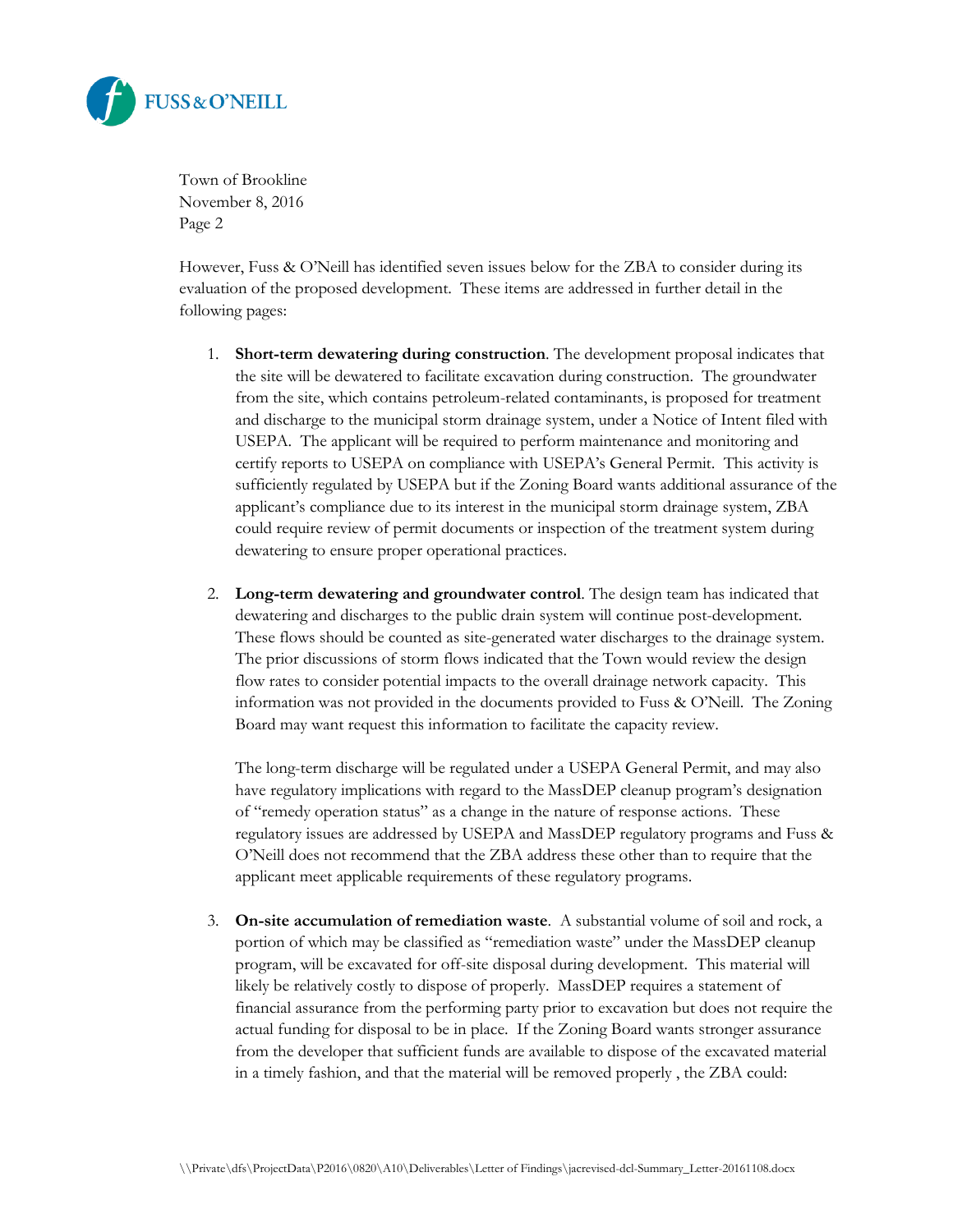Town of Brookline
November 8, 2016
Page 2

However, Fuss & O'Neill has identified seven issues below for the ZBA to consider during its evaluation of the proposed development. These items are addressed in further detail in the following pages:

1. **Short-term dewatering during construction**. The development proposal indicates that the site will be dewatered to facilitate excavation during construction. The groundwater from the site, which contains petroleum-related contaminants, is proposed for treatment and discharge to the municipal storm drainage system, under a Notice of Intent filed with USEPA. The applicant will be required to perform maintenance and monitoring and certify reports to USEPA on compliance with USEPA's General Permit. This activity is sufficiently regulated by USEPA but if the Zoning Board wants additional assurance of the applicant's compliance due to its interest in the municipal storm drainage system, ZBA could require review of permit documents or inspection of the treatment system during dewatering to ensure proper operational practices.

2. **Long-term dewatering and groundwater control**. The design team has indicated that dewatering and discharges to the public drain system will continue post-development. These flows should be counted as site-generated water discharges to the drainage system. The prior discussions of storm flows indicated that the Town would review the design flow rates to consider potential impacts to the overall drainage network capacity. This information was not provided in the documents provided to Fuss & O'Neill. The Zoning Board may want request this information to facilitate the capacity review.

   The long-term discharge will be regulated under a USEPA General Permit, and may also have regulatory implications with regard to the MassDEP cleanup program's designation of "remedy operation status" as a change in the nature of response actions. These regulatory issues are addressed by USEPA and MassDEP regulatory programs and Fuss & O'Neill does not recommend that the ZBA address these other than to require that the applicant meet applicable requirements of these regulatory programs.

3. **On-site accumulation of remediation waste**. A substantial volume of soil and rock, a portion of which may be classified as "remediation waste" under the MassDEP cleanup program, will be excavated for off-site disposal during development. This material will likely be relatively costly to dispose of properly. MassDEP requires a statement of financial assurance from the performing party prior to excavation but does not require the actual funding for disposal to be in place. If the Zoning Board wants stronger assurance from the developer that sufficient funds are available to dispose of the excavated material in a timely fashion, and that the material will be removed properly , the ZBA could: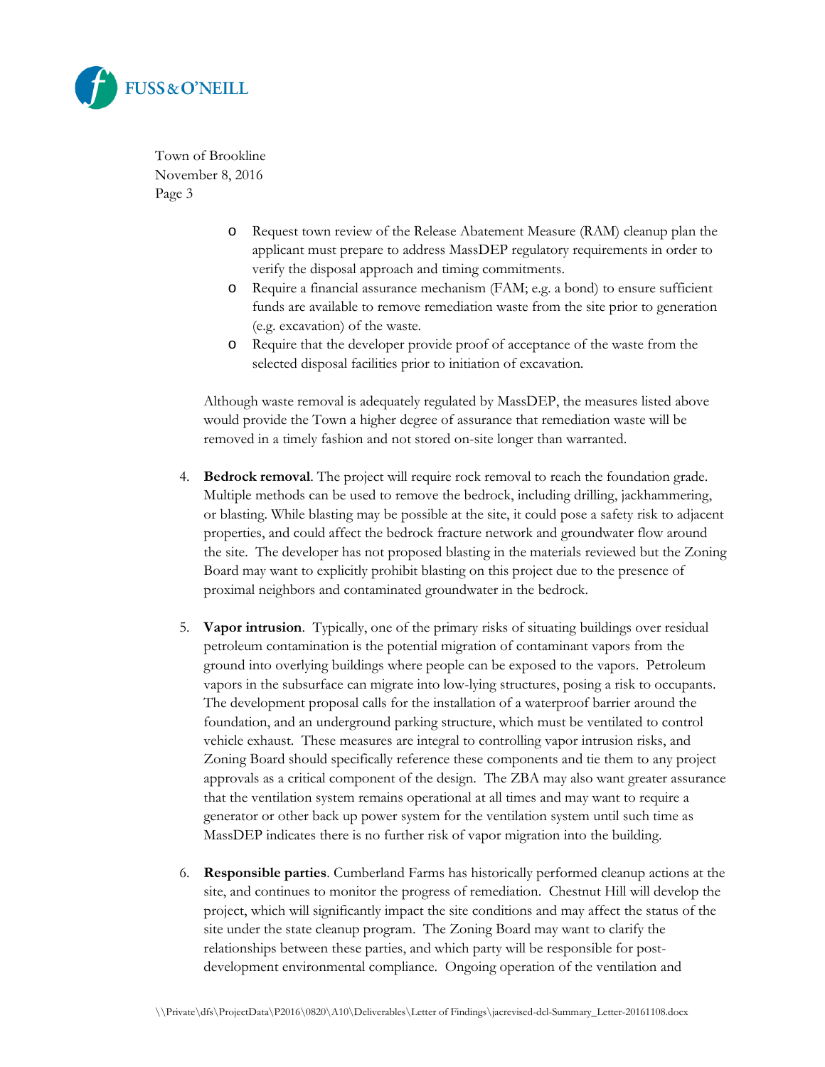- Request town review of the Release Abatement Measure (RAM) cleanup plan the applicant must prepare to address MassDEP regulatory requirements in order to verify the disposal approach and timing commitments.
- Require a financial assurance mechanism (FAM; e.g. a bond) to ensure sufficient funds are available to remove remediation waste from the site prior to generation (e.g. excavation) of the waste.
- Require that the developer provide proof of acceptance of the waste from the selected disposal facilities prior to initiation of excavation.

Although waste removal is adequately regulated by MassDEP, the measures listed above would provide the Town a higher degree of assurance that remediation waste will be removed in a timely fashion and not stored on-site longer than warranted.

4. **Bedrock removal**. The project will require rock removal to reach the foundation grade. Multiple methods can be used to remove the bedrock, including drilling, jackhammering, or blasting. While blasting may be possible at the site, it could pose a safety risk to adjacent properties, and could affect the bedrock fracture network and groundwater flow around the site. The developer has not proposed blasting in the materials reviewed but the Zoning Board may want to explicitly prohibit blasting on this project due to the presence of proximal neighbors and contaminated groundwater in the bedrock.

5. **Vapor intrusion**. Typically, one of the primary risks of situating buildings over residual petroleum contamination is the potential migration of contaminant vapors from the ground into overlying buildings where people can be exposed to the vapors. Petroleum vapors in the subsurface can migrate into low-lying structures, posing a risk to occupants. The development proposal calls for the installation of a waterproof barrier around the foundation, and an underground parking structure, which must be ventilated to control vehicle exhaust. These measures are integral to controlling vapor intrusion risks, and Zoning Board should specifically reference these components and tie them to any project approvals as a critical component of the design. The ZBA may also want greater assurance that the ventilation system remains operational at all times and may want to require a generator or other back up power system for the ventilation system until such time as MassDEP indicates there is no further risk of vapor migration into the building.

6. **Responsible parties**. Cumberland Farms has historically performed cleanup actions at the site, and continues to monitor the progress of remediation. Chestnut Hill will develop the project, which will significantly impact the site conditions and may affect the status of the site under the state cleanup program. The Zoning Board may want to clarify the relationships between these parties, and which party will be responsible for post-development environmental compliance. Ongoing operation of the ventilation and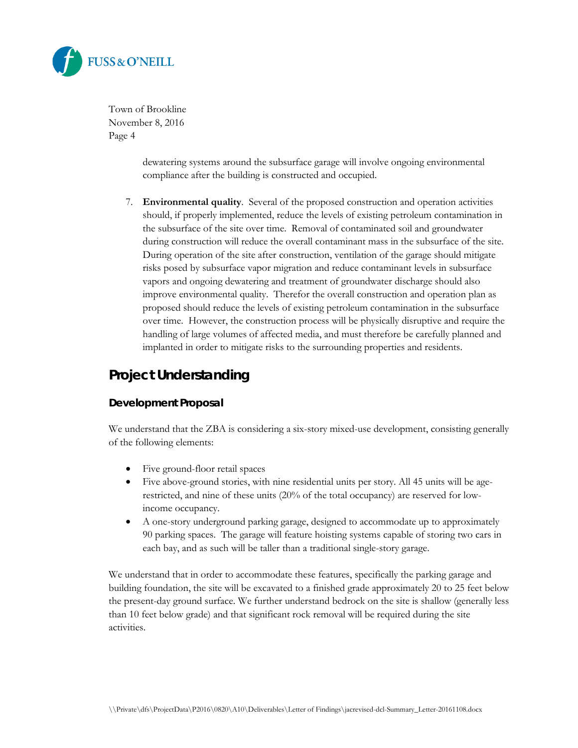dewatering systems around the subsurface garage will involve ongoing environmental compliance after the building is constructed and occupied.

7. **Environmental quality**. Several of the proposed construction and operation activities should, if properly implemented, reduce the levels of existing petroleum contamination in the subsurface of the site over time. Removal of contaminated soil and groundwater during construction will reduce the overall contaminant mass in the subsurface of the site. During operation of the site after construction, ventilation of the garage should mitigate risks posed by subsurface vapor migration and reduce contaminant levels in subsurface vapors and ongoing dewatering and treatment of groundwater discharge should also improve environmental quality. Therefor the overall construction and operation plan as proposed should reduce the levels of existing petroleum contamination in the subsurface over time. However, the construction process will be physically disruptive and require the handling of large volumes of affected media, and must therefore be carefully planned and implanted in order to mitigate risks to the surrounding properties and residents.

## Project Understanding

### Development Proposal

We understand that the ZBA is considering a six-story mixed-use development, consisting generally of the following elements:

- Five ground-floor retail spaces
- Five above-ground stories, with nine residential units per story. All 45 units will be age-restricted, and nine of these units (20% of the total occupancy) are reserved for low-income occupancy.
- A one-story underground parking garage, designed to accommodate up to approximately 90 parking spaces. The garage will feature hoisting systems capable of storing two cars in each bay, and as such will be taller than a traditional single-story garage.

We understand that in order to accommodate these features, specifically the parking garage and building foundation, the site will be excavated to a finished grade approximately 20 to 25 feet below the present-day ground surface. We further understand bedrock on the site is shallow (generally less than 10 feet below grade) and that significant rock removal will be required during the site activities.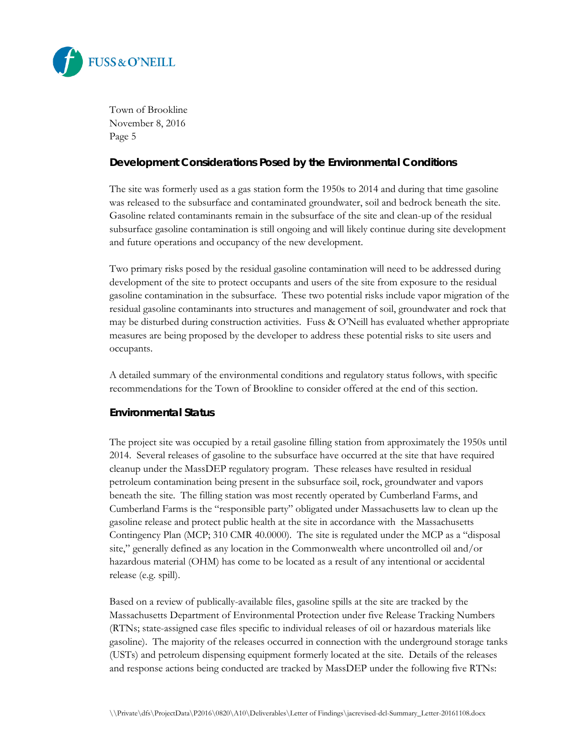## Development Considerations Posed by the Environmental Conditions

The site was formerly used as a gas station form the 1950s to 2014 and during that time gasoline was released to the subsurface and contaminated groundwater, soil and bedrock beneath the site. Gasoline related contaminants remain in the subsurface of the site and clean-up of the residual subsurface gasoline contamination is still ongoing and will likely continue during site development and future operations and occupancy of the new development.

Two primary risks posed by the residual gasoline contamination will need to be addressed during development of the site to protect occupants and users of the site from exposure to the residual gasoline contamination in the subsurface. These two potential risks include vapor migration of the residual gasoline contaminants into structures and management of soil, groundwater and rock that may be disturbed during construction activities. Fuss & O'Neill has evaluated whether appropriate measures are being proposed by the developer to address these potential risks to site users and occupants.

A detailed summary of the environmental conditions and regulatory status follows, with specific recommendations for the Town of Brookline to consider offered at the end of this section.

## Environmental Status

The project site was occupied by a retail gasoline filling station from approximately the 1950s until 2014. Several releases of gasoline to the subsurface have occurred at the site that have required cleanup under the MassDEP regulatory program. These releases have resulted in residual petroleum contamination being present in the subsurface soil, rock, groundwater and vapors beneath the site. The filling station was most recently operated by Cumberland Farms, and Cumberland Farms is the "responsible party" obligated under Massachusetts law to clean up the gasoline release and protect public health at the site in accordance with the Massachusetts Contingency Plan (MCP; 310 CMR 40.0000). The site is regulated under the MCP as a "disposal site," generally defined as any location in the Commonwealth where uncontrolled oil and/or hazardous material (OHM) has come to be located as a result of any intentional or accidental release (e.g. spill).

Based on a review of publically-available files, gasoline spills at the site are tracked by the Massachusetts Department of Environmental Protection under five Release Tracking Numbers (RTNs; state-assigned case files specific to individual releases of oil or hazardous materials like gasoline). The majority of the releases occurred in connection with the underground storage tanks (USTs) and petroleum dispensing equipment formerly located at the site. Details of the releases and response actions being conducted are tracked by MassDEP under the following five RTNs: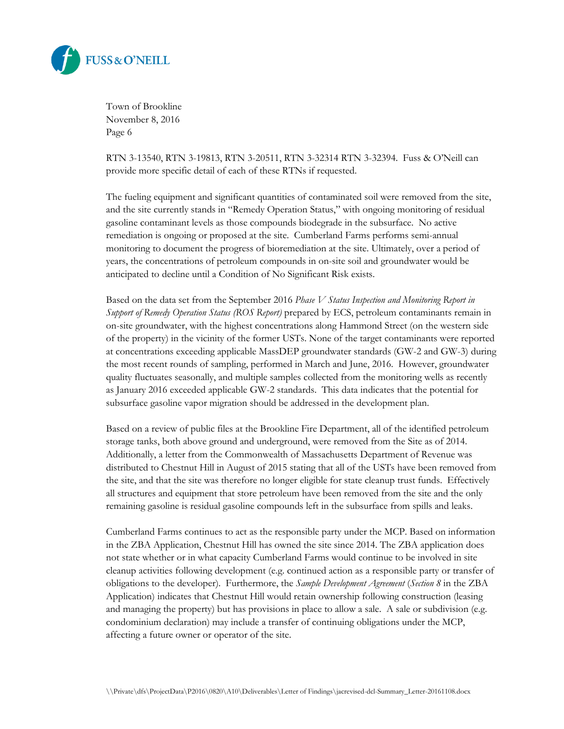Town of Brookline
November 8, 2016
Page 6

RTN 3-13540, RTN 3-19813, RTN 3-20511, RTN 3-32314 RTN 3-32394. Fuss & O'Neill can provide more specific detail of each of these RTNs if requested.

The fueling equipment and significant quantities of contaminated soil were removed from the site, and the site currently stands in "Remedy Operation Status," with ongoing monitoring of residual gasoline contaminant levels as those compounds biodegrade in the subsurface. No active remediation is ongoing or proposed at the site. Cumberland Farms performs semi-annual monitoring to document the progress of bioremediation at the site. Ultimately, over a period of years, the concentrations of petroleum compounds in on-site soil and groundwater would be anticipated to decline until a Condition of No Significant Risk exists.

Based on the data set from the September 2016 *Phase V Status Inspection and Monitoring Report in Support of Remedy Operation Status (ROS Report)* prepared by ECS, petroleum contaminants remain in on-site groundwater, with the highest concentrations along Hammond Street (on the western side of the property) in the vicinity of the former USTs. None of the target contaminants were reported at concentrations exceeding applicable MassDEP groundwater standards (GW-2 and GW-3) during the most recent rounds of sampling, performed in March and June, 2016. However, groundwater quality fluctuates seasonally, and multiple samples collected from the monitoring wells as recently as January 2016 exceeded applicable GW-2 standards. This data indicates that the potential for subsurface gasoline vapor migration should be addressed in the development plan.

Based on a review of public files at the Brookline Fire Department, all of the identified petroleum storage tanks, both above ground and underground, were removed from the Site as of 2014. Additionally, a letter from the Commonwealth of Massachusetts Department of Revenue was distributed to Chestnut Hill in August of 2015 stating that all of the USTs have been removed from the site, and that the site was therefore no longer eligible for state cleanup trust funds. Effectively all structures and equipment that store petroleum have been removed from the site and the only remaining gasoline is residual gasoline compounds left in the subsurface from spills and leaks.

Cumberland Farms continues to act as the responsible party under the MCP. Based on information in the ZBA Application, Chestnut Hill has owned the site since 2014. The ZBA application does not state whether or in what capacity Cumberland Farms would continue to be involved in site cleanup activities following development (e.g. continued action as a responsible party or transfer of obligations to the developer). Furthermore, the *Sample Development Agreement* (*Section 8* in the ZBA Application) indicates that Chestnut Hill would retain ownership following construction (leasing and managing the property) but has provisions in place to allow a sale. A sale or subdivision (e.g. condominium declaration) may include a transfer of continuing obligations under the MCP, affecting a future owner or operator of the site.

\\Private\dfs\ProjectData\P2016\0820\A10\Deliverables\Letter of Findings\jacrevised-dcl-Summary_Letter-20161108.docx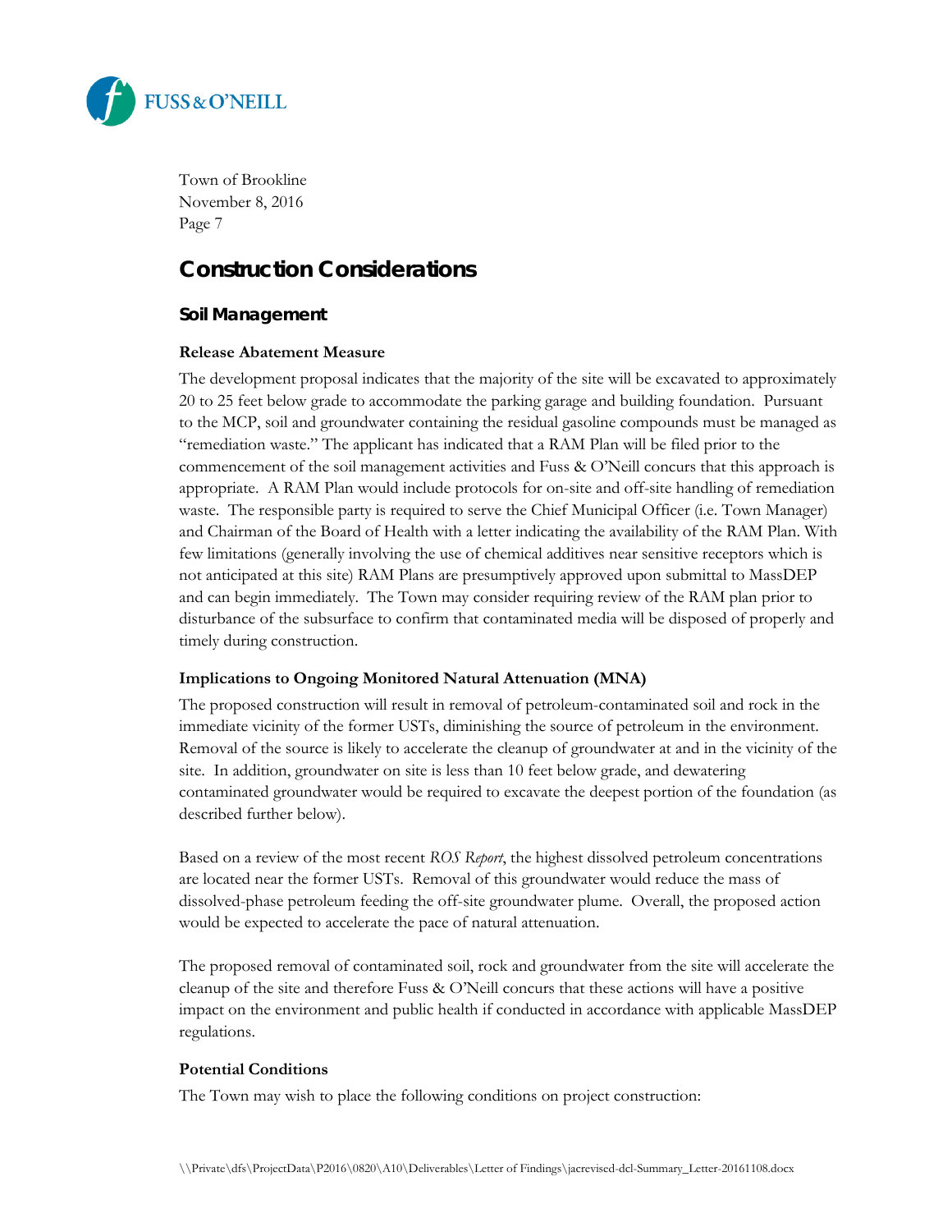# Construction Considerations

## Soil Management

### Release Abatement Measure

The development proposal indicates that the majority of the site will be excavated to approximately 20 to 25 feet below grade to accommodate the parking garage and building foundation. Pursuant to the MCP, soil and groundwater containing the residual gasoline compounds must be managed as "remediation waste." The applicant has indicated that a RAM Plan will be filed prior to the commencement of the soil management activities and Fuss & O'Neill concurs that this approach is appropriate. A RAM Plan would include protocols for on-site and off-site handling of remediation waste. The responsible party is required to serve the Chief Municipal Officer (i.e. Town Manager) and Chairman of the Board of Health with a letter indicating the availability of the RAM Plan. With few limitations (generally involving the use of chemical additives near sensitive receptors which is not anticipated at this site) RAM Plans are presumptively approved upon submittal to MassDEP and can begin immediately. The Town may consider requiring review of the RAM plan prior to disturbance of the subsurface to confirm that contaminated media will be disposed of properly and timely during construction.

### Implications to Ongoing Monitored Natural Attenuation (MNA)

The proposed construction will result in removal of petroleum-contaminated soil and rock in the immediate vicinity of the former USTs, diminishing the source of petroleum in the environment. Removal of the source is likely to accelerate the cleanup of groundwater at and in the vicinity of the site. In addition, groundwater on site is less than 10 feet below grade, and dewatering contaminated groundwater would be required to excavate the deepest portion of the foundation (as described further below).

Based on a review of the most recent *ROS Report*, the highest dissolved petroleum concentrations are located near the former USTs. Removal of this groundwater would reduce the mass of dissolved-phase petroleum feeding the off-site groundwater plume. Overall, the proposed action would be expected to accelerate the pace of natural attenuation.

The proposed removal of contaminated soil, rock and groundwater from the site will accelerate the cleanup of the site and therefore Fuss & O'Neill concurs that these actions will have a positive impact on the environment and public health if conducted in accordance with applicable MassDEP regulations.

### Potential Conditions

The Town may wish to place the following conditions on project construction: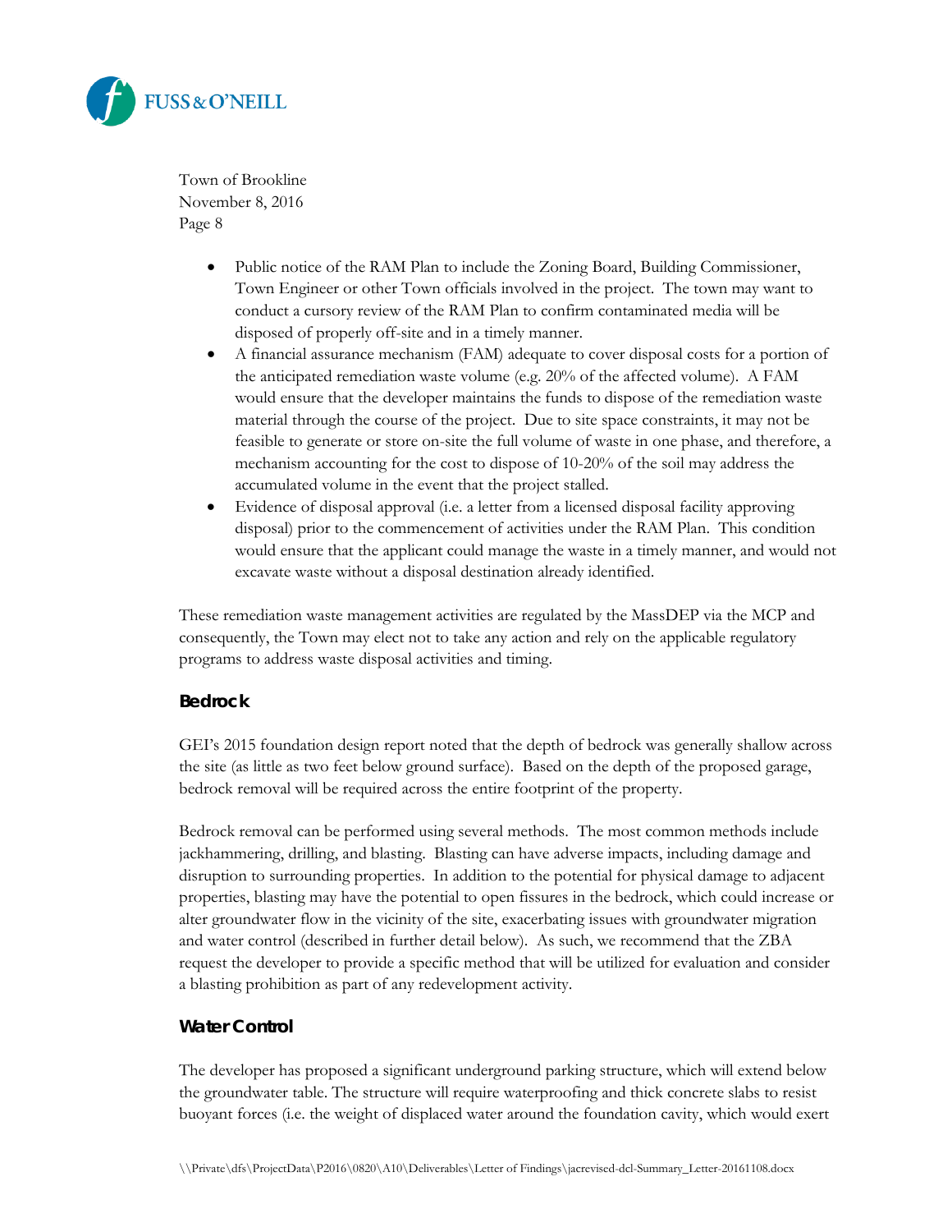- Public notice of the RAM Plan to include the Zoning Board, Building Commissioner, Town Engineer or other Town officials involved in the project. The town may want to conduct a cursory review of the RAM Plan to confirm contaminated media will be disposed of properly off-site and in a timely manner.
- A financial assurance mechanism (FAM) adequate to cover disposal costs for a portion of the anticipated remediation waste volume (e.g. 20% of the affected volume). A FAM would ensure that the developer maintains the funds to dispose of the remediation waste material through the course of the project. Due to site space constraints, it may not be feasible to generate or store on-site the full volume of waste in one phase, and therefore, a mechanism accounting for the cost to dispose of 10-20% of the soil may address the accumulated volume in the event that the project stalled.
- Evidence of disposal approval (i.e. a letter from a licensed disposal facility approving disposal) prior to the commencement of activities under the RAM Plan. This condition would ensure that the applicant could manage the waste in a timely manner, and would not excavate waste without a disposal destination already identified.

These remediation waste management activities are regulated by the MassDEP via the MCP and consequently, the Town may elect not to take any action and rely on the applicable regulatory programs to address waste disposal activities and timing.

## Bedrock

GEI's 2015 foundation design report noted that the depth of bedrock was generally shallow across the site (as little as two feet below ground surface). Based on the depth of the proposed garage, bedrock removal will be required across the entire footprint of the property.

Bedrock removal can be performed using several methods. The most common methods include jackhammering, drilling, and blasting. Blasting can have adverse impacts, including damage and disruption to surrounding properties. In addition to the potential for physical damage to adjacent properties, blasting may have the potential to open fissures in the bedrock, which could increase or alter groundwater flow in the vicinity of the site, exacerbating issues with groundwater migration and water control (described in further detail below). As such, we recommend that the ZBA request the developer to provide a specific method that will be utilized for evaluation and consider a blasting prohibition as part of any redevelopment activity.

## Water Control

The developer has proposed a significant underground parking structure, which will extend below the groundwater table. The structure will require waterproofing and thick concrete slabs to resist buoyant forces (i.e. the weight of displaced water around the foundation cavity, which would exert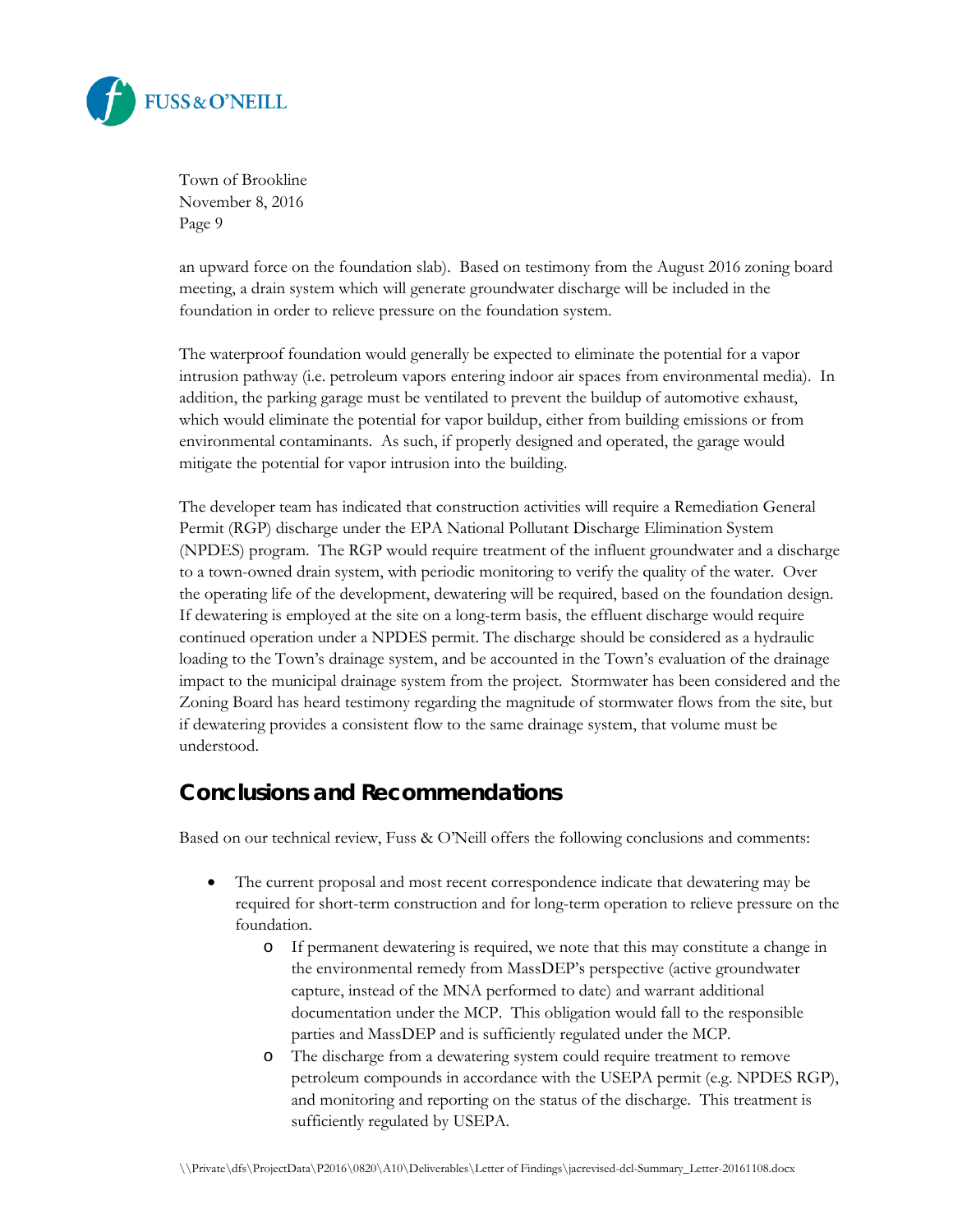an upward force on the foundation slab). Based on testimony from the August 2016 zoning board meeting, a drain system which will generate groundwater discharge will be included in the foundation in order to relieve pressure on the foundation system.

The waterproof foundation would generally be expected to eliminate the potential for a vapor intrusion pathway (i.e. petroleum vapors entering indoor air spaces from environmental media). In addition, the parking garage must be ventilated to prevent the buildup of automotive exhaust, which would eliminate the potential for vapor buildup, either from building emissions or from environmental contaminants. As such, if properly designed and operated, the garage would mitigate the potential for vapor intrusion into the building.

The developer team has indicated that construction activities will require a Remediation General Permit (RGP) discharge under the EPA National Pollutant Discharge Elimination System (NPDES) program. The RGP would require treatment of the influent groundwater and a discharge to a town-owned drain system, with periodic monitoring to verify the quality of the water. Over the operating life of the development, dewatering will be required, based on the foundation design. If dewatering is employed at the site on a long-term basis, the effluent discharge would require continued operation under a NPDES permit. The discharge should be considered as a hydraulic loading to the Town's drainage system, and be accounted in the Town's evaluation of the drainage impact to the municipal drainage system from the project. Stormwater has been considered and the Zoning Board has heard testimony regarding the magnitude of stormwater flows from the site, but if dewatering provides a consistent flow to the same drainage system, that volume must be understood.

## Conclusions and Recommendations

Based on our technical review, Fuss & O'Neill offers the following conclusions and comments:

- The current proposal and most recent correspondence indicate that dewatering may be required for short-term construction and for long-term operation to relieve pressure on the foundation.
  - If permanent dewatering is required, we note that this may constitute a change in the environmental remedy from MassDEP's perspective (active groundwater capture, instead of the MNA performed to date) and warrant additional documentation under the MCP. This obligation would fall to the responsible parties and MassDEP and is sufficiently regulated under the MCP.
  - The discharge from a dewatering system could require treatment to remove petroleum compounds in accordance with the USEPA permit (e.g. NPDES RGP), and monitoring and reporting on the status of the discharge. This treatment is sufficiently regulated by USEPA.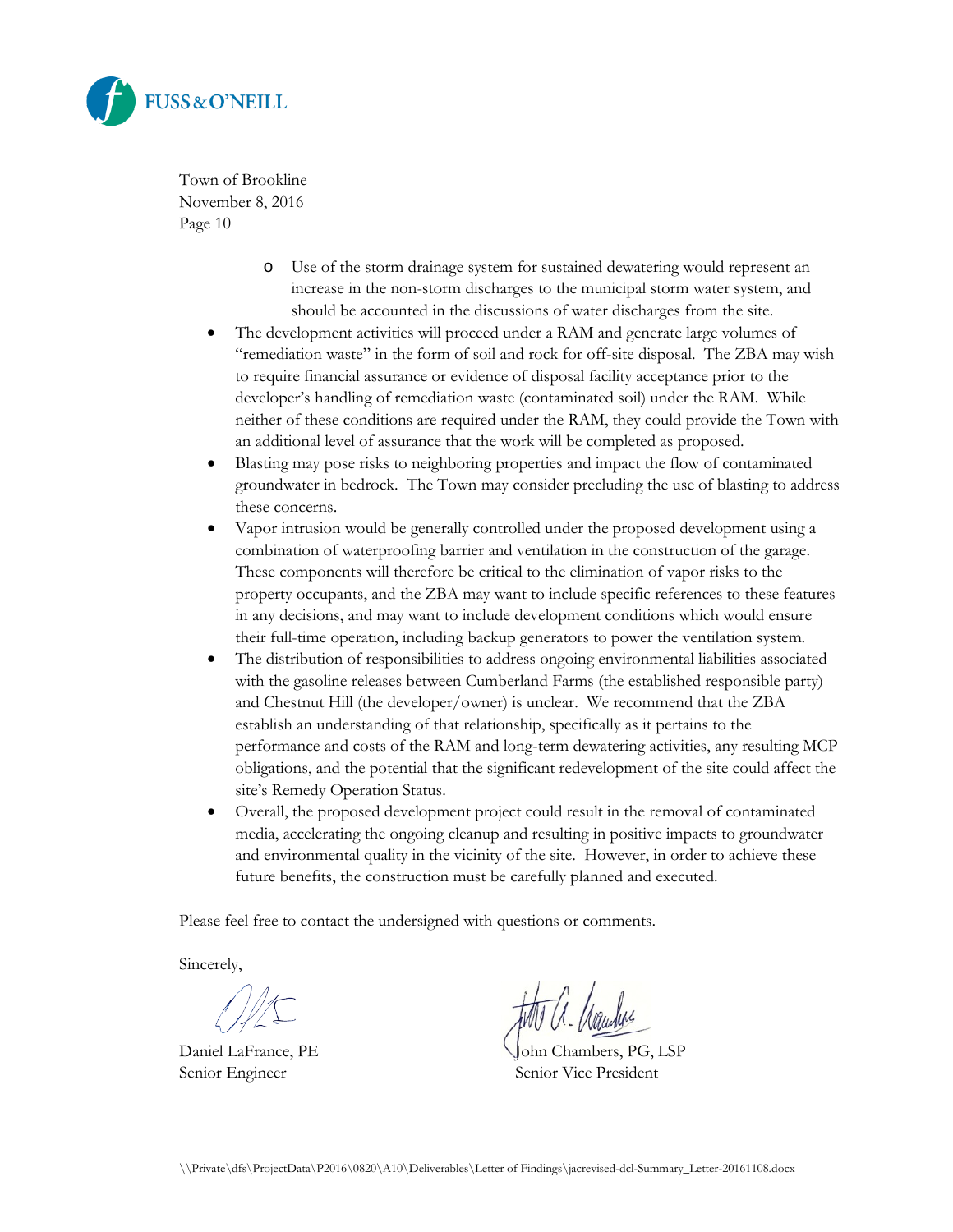- Use of the storm drainage system for sustained dewatering would represent an increase in the non-storm discharges to the municipal storm water system, and should be accounted in the discussions of water discharges from the site.

- The development activities will proceed under a RAM and generate large volumes of "remediation waste" in the form of soil and rock for off-site disposal. The ZBA may wish to require financial assurance or evidence of disposal facility acceptance prior to the developer's handling of remediation waste (contaminated soil) under the RAM. While neither of these conditions are required under the RAM, they could provide the Town with an additional level of assurance that the work will be completed as proposed.
- Blasting may pose risks to neighboring properties and impact the flow of contaminated groundwater in bedrock. The Town may consider precluding the use of blasting to address these concerns.
- Vapor intrusion would be generally controlled under the proposed development using a combination of waterproofing barrier and ventilation in the construction of the garage. These components will therefore be critical to the elimination of vapor risks to the property occupants, and the ZBA may want to include specific references to these features in any decisions, and may want to include development conditions which would ensure their full-time operation, including backup generators to power the ventilation system.
- The distribution of responsibilities to address ongoing environmental liabilities associated with the gasoline releases between Cumberland Farms (the established responsible party) and Chestnut Hill (the developer/owner) is unclear. We recommend that the ZBA establish an understanding of that relationship, specifically as it pertains to the performance and costs of the RAM and long-term dewatering activities, any resulting MCP obligations, and the potential that the significant redevelopment of the site could affect the site's Remedy Operation Status.
- Overall, the proposed development project could result in the removal of contaminated media, accelerating the ongoing cleanup and resulting in positive impacts to groundwater and environmental quality in the vicinity of the site. However, in order to achieve these future benefits, the construction must be carefully planned and executed.

Please feel free to contact the undersigned with questions or comments.

Sincerely,

Daniel LaFrance, PE
Senior Engineer

John Chambers, PG, LSP
Senior Vice President

\\Private\dfs\ProjectData\P2016\0820\A10\Deliverables\Letter of Findings\jacrevised-dcl-Summary_Letter-20161108.docx